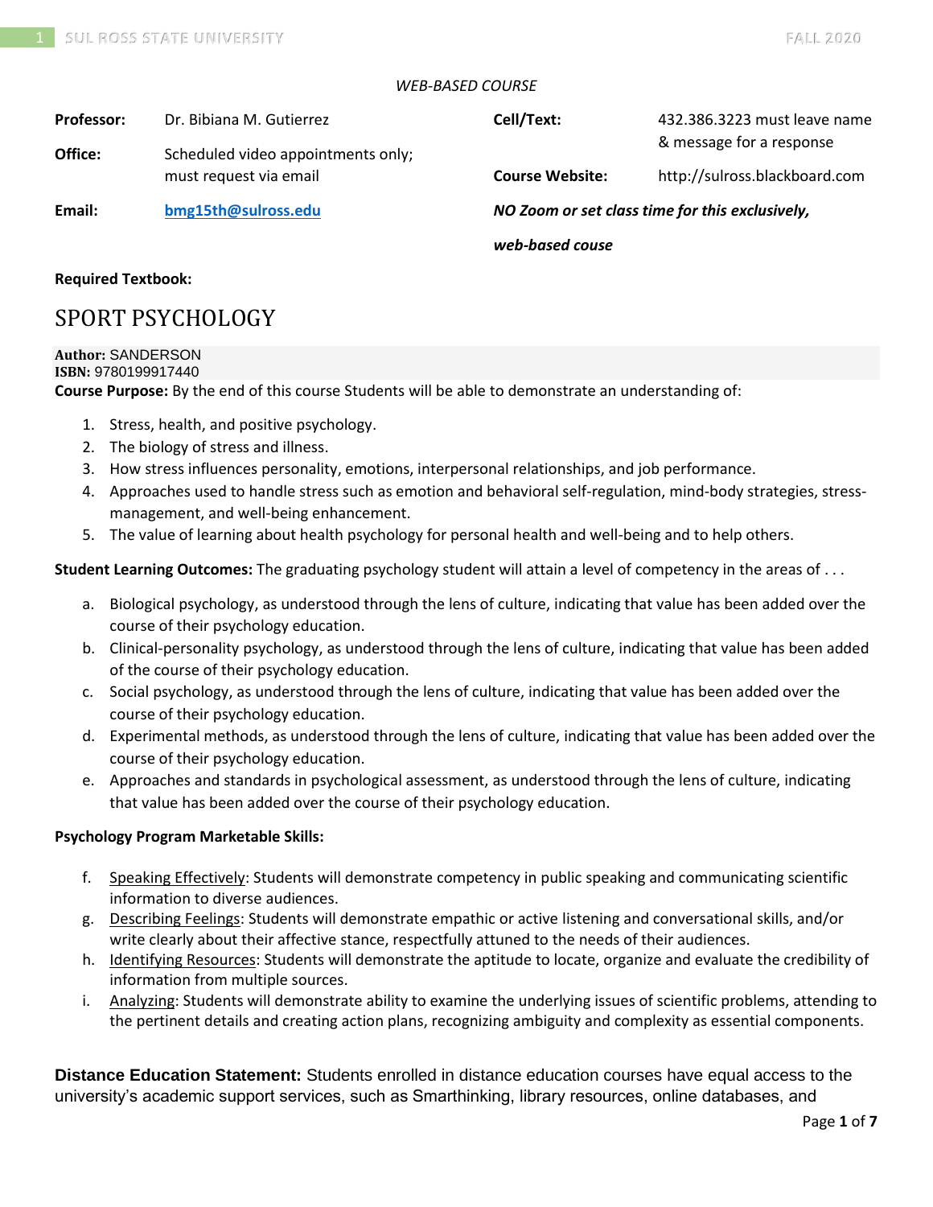*WEB-BASED COURSE*

| | | | |
|---|---|---|---|
| **Professor:** | Dr. Bibiana M. Gutierrez | **Cell/Text:** | 432.386.3223 must leave name & message for a response |
| **Office:** | Scheduled video appointments only; must request via email | **Course Website:** | http://sulross.blackboard.com |
| **Email:** | **[bmg15th@sulross.edu](mailto:bmg15th@sulross.edu)** | ***NO Zoom or set class time for this exclusively, web-based couse*** | |

**Required Textbook:**

# SPORT PSYCHOLOGY

**Author:** SANDERSON
**ISBN:** 9780199917440

**Course Purpose:** By the end of this course Students will be able to demonstrate an understanding of:

1. Stress, health, and positive psychology.
2. The biology of stress and illness.
3. How stress influences personality, emotions, interpersonal relationships, and job performance.
4. Approaches used to handle stress such as emotion and behavioral self-regulation, mind-body strategies, stress-management, and well-being enhancement.
5. The value of learning about health psychology for personal health and well-being and to help others.

**Student Learning Outcomes:** The graduating psychology student will attain a level of competency in the areas of . . .

a. Biological psychology, as understood through the lens of culture, indicating that value has been added over the course of their psychology education.
b. Clinical-personality psychology, as understood through the lens of culture, indicating that value has been added of the course of their psychology education.
c. Social psychology, as understood through the lens of culture, indicating that value has been added over the course of their psychology education.
d. Experimental methods, as understood through the lens of culture, indicating that value has been added over the course of their psychology education.
e. Approaches and standards in psychological assessment, as understood through the lens of culture, indicating that value has been added over the course of their psychology education.

**Psychology Program Marketable Skills:**

f. Speaking Effectively: Students will demonstrate competency in public speaking and communicating scientific information to diverse audiences.
g. Describing Feelings: Students will demonstrate empathic or active listening and conversational skills, and/or write clearly about their affective stance, respectfully attuned to the needs of their audiences.
h. Identifying Resources: Students will demonstrate the aptitude to locate, organize and evaluate the credibility of information from multiple sources.
i. Analyzing: Students will demonstrate ability to examine the underlying issues of scientific problems, attending to the pertinent details and creating action plans, recognizing ambiguity and complexity as essential components.

**Distance Education Statement:** Students enrolled in distance education courses have equal access to the university's academic support services, such as Smarthinking, library resources, online databases, and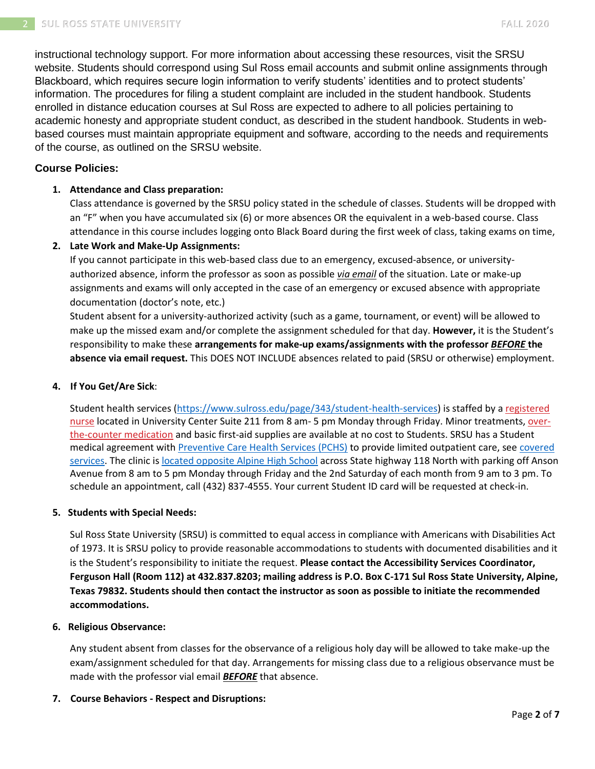instructional technology support. For more information about accessing these resources, visit the SRSU website. Students should correspond using Sul Ross email accounts and submit online assignments through Blackboard, which requires secure login information to verify students' identities and to protect students' information. The procedures for filing a student complaint are included in the student handbook. Students enrolled in distance education courses at Sul Ross are expected to adhere to all policies pertaining to academic honesty and appropriate student conduct, as described in the student handbook. Students in web-based courses must maintain appropriate equipment and software, according to the needs and requirements of the course, as outlined on the SRSU website.

### Course Policies:

1. **Attendance and Class preparation:**
   Class attendance is governed by the SRSU policy stated in the schedule of classes. Students will be dropped with an "F" when you have accumulated six (6) or more absences OR the equivalent in a web-based course. Class attendance in this course includes logging onto Black Board during the first week of class, taking exams on time,

2. **Late Work and Make-Up Assignments:**
   If you cannot participate in this web-based class due to an emergency, excused-absence, or university-authorized absence, inform the professor as soon as possible *via email* of the situation. Late or make-up assignments and exams will only accepted in the case of an emergency or excused absence with appropriate documentation (doctor's note, etc.)
   Student absent for a university-authorized activity (such as a game, tournament, or event) will be allowed to make up the missed exam and/or complete the assignment scheduled for that day. **However,** it is the Student's responsibility to make these **arrangements for make-up exams/assignments with the professor *BEFORE* the absence via email request.** This DOES NOT INCLUDE absences related to paid (SRSU or otherwise) employment.

4. **If You Get/Are Sick**:

   Student health services (https://www.sulross.edu/page/343/student-health-services) is staffed by a registered nurse located in University Center Suite 211 from 8 am- 5 pm Monday through Friday. Minor treatments, over-the-counter medication and basic first-aid supplies are available at no cost to Students. SRSU has a Student medical agreement with Preventive Care Health Services (PCHS) to provide limited outpatient care, see covered services. The clinic is located opposite Alpine High School across State highway 118 North with parking off Anson Avenue from 8 am to 5 pm Monday through Friday and the 2nd Saturday of each month from 9 am to 3 pm. To schedule an appointment, call (432) 837-4555. Your current Student ID card will be requested at check-in.

5. **Students with Special Needs:**

   Sul Ross State University (SRSU) is committed to equal access in compliance with Americans with Disabilities Act of 1973. It is SRSU policy to provide reasonable accommodations to students with documented disabilities and it is the Student's responsibility to initiate the request. **Please contact the Accessibility Services Coordinator, Ferguson Hall (Room 112) at 432.837.8203; mailing address is P.O. Box C-171 Sul Ross State University, Alpine, Texas 79832. Students should then contact the instructor as soon as possible to initiate the recommended accommodations.**

6. **Religious Observance:**

   Any student absent from classes for the observance of a religious holy day will be allowed to take make-up the exam/assignment scheduled for that day. Arrangements for missing class due to a religious observance must be made with the professor vial email ***BEFORE*** that absence.

7. **Course Behaviors - Respect and Disruptions:**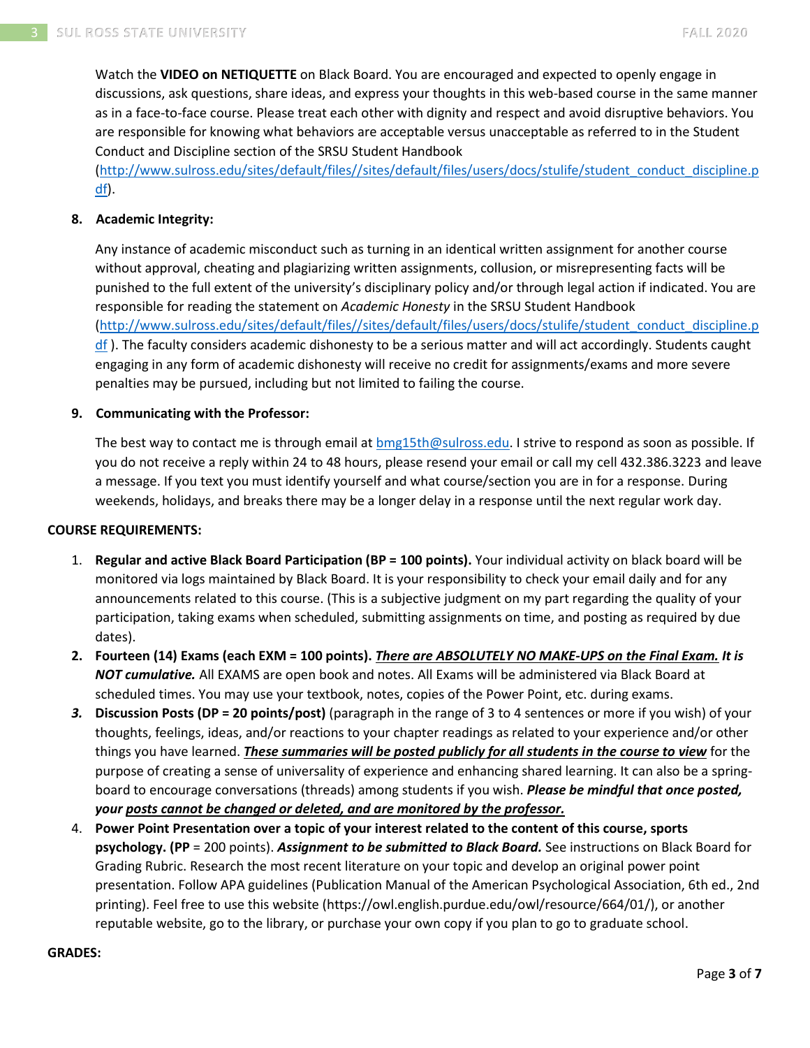Watch the **VIDEO on NETIQUETTE** on Black Board. You are encouraged and expected to openly engage in discussions, ask questions, share ideas, and express your thoughts in this web-based course in the same manner as in a face-to-face course. Please treat each other with dignity and respect and avoid disruptive behaviors. You are responsible for knowing what behaviors are acceptable versus unacceptable as referred to in the Student Conduct and Discipline section of the SRSU Student Handbook (http://www.sulross.edu/sites/default/files//sites/default/files/users/docs/stulife/student_conduct_discipline.pdf).

8. **Academic Integrity:**

   Any instance of academic misconduct such as turning in an identical written assignment for another course without approval, cheating and plagiarizing written assignments, collusion, or misrepresenting facts will be punished to the full extent of the university's disciplinary policy and/or through legal action if indicated. You are responsible for reading the statement on *Academic Honesty* in the SRSU Student Handbook (http://www.sulross.edu/sites/default/files//sites/default/files/users/docs/stulife/student_conduct_discipline.pdf ). The faculty considers academic dishonesty to be a serious matter and will act accordingly. Students caught engaging in any form of academic dishonesty will receive no credit for assignments/exams and more severe penalties may be pursued, including but not limited to failing the course.

9. **Communicating with the Professor:**

   The best way to contact me is through email at bmg15th@sulross.edu. I strive to respond as soon as possible. If you do not receive a reply within 24 to 48 hours, please resend your email or call my cell 432.386.3223 and leave a message. If you text you must identify yourself and what course/section you are in for a response. During weekends, holidays, and breaks there may be a longer delay in a response until the next regular work day.

**COURSE REQUIREMENTS:**

1. **Regular and active Black Board Participation (BP = 100 points).** Your individual activity on black board will be monitored via logs maintained by Black Board. It is your responsibility to check your email daily and for any announcements related to this course. (This is a subjective judgment on my part regarding the quality of your participation, taking exams when scheduled, submitting assignments on time, and posting as required by due dates).
2. **Fourteen (14) Exams (each EXM = 100 points).** ***There are ABSOLUTELY NO MAKE-UPS on the Final Exam. It is NOT cumulative.*** All EXAMS are open book and notes. All Exams will be administered via Black Board at scheduled times. You may use your textbook, notes, copies of the Power Point, etc. during exams.
3. **Discussion Posts (DP = 20 points/post)** (paragraph in the range of 3 to 4 sentences or more if you wish) of your thoughts, feelings, ideas, and/or reactions to your chapter readings as related to your experience and/or other things you have learned. ***These summaries will be posted publicly for all students in the course to view*** for the purpose of creating a sense of universality of experience and enhancing shared learning. It can also be a spring-board to encourage conversations (threads) among students if you wish. ***Please be mindful that once posted, your posts cannot be changed or deleted, and are monitored by the professor.***
4. **Power Point Presentation over a topic of your interest related to the content of this course, sports psychology. (PP** = 200 points). ***Assignment to be submitted to Black Board.*** See instructions on Black Board for Grading Rubric. Research the most recent literature on your topic and develop an original power point presentation. Follow APA guidelines (Publication Manual of the American Psychological Association, 6th ed., 2nd printing). Feel free to use this website (https://owl.english.purdue.edu/owl/resource/664/01/), or another reputable website, go to the library, or purchase your own copy if you plan to go to graduate school.

**GRADES:**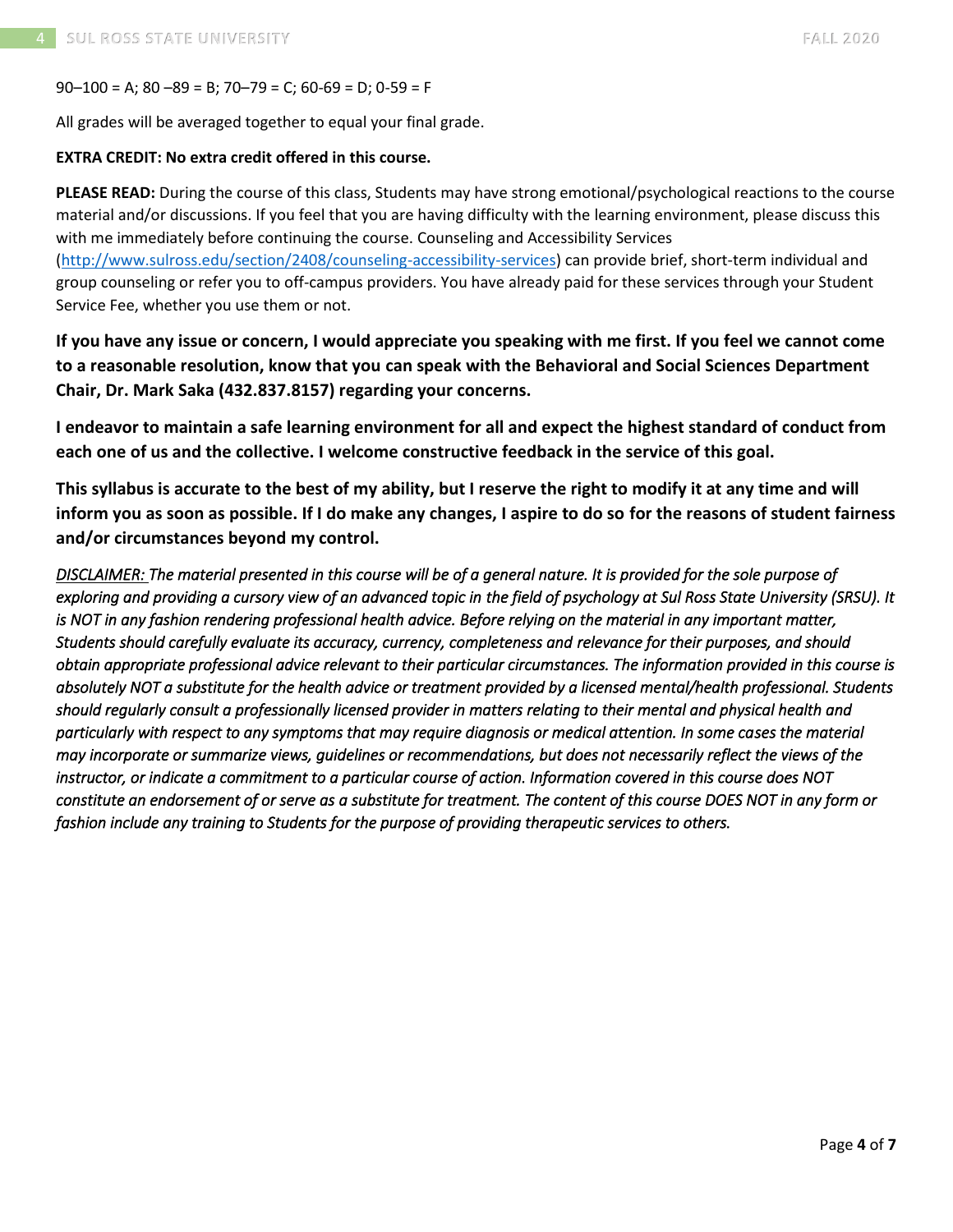90–100 = A; 80 –89 = B; 70–79 = C; 60-69 = D; 0-59 = F

All grades will be averaged together to equal your final grade.

**EXTRA CREDIT: No extra credit offered in this course.**

**PLEASE READ:** During the course of this class, Students may have strong emotional/psychological reactions to the course material and/or discussions. If you feel that you are having difficulty with the learning environment, please discuss this with me immediately before continuing the course. Counseling and Accessibility Services ([http://www.sulross.edu/section/2408/counseling-accessibility-services](http://www.sulross.edu/section/2408/counseling-accessibility-services)) can provide brief, short-term individual and group counseling or refer you to off-campus providers. You have already paid for these services through your Student Service Fee, whether you use them or not.

**If you have any issue or concern, I would appreciate you speaking with me first. If you feel we cannot come to a reasonable resolution, know that you can speak with the Behavioral and Social Sciences Department Chair, Dr. Mark Saka (432.837.8157) regarding your concerns.**

**I endeavor to maintain a safe learning environment for all and expect the highest standard of conduct from each one of us and the collective. I welcome constructive feedback in the service of this goal.**

**This syllabus is accurate to the best of my ability, but I reserve the right to modify it at any time and will inform you as soon as possible. If I do make any changes, I aspire to do so for the reasons of student fairness and/or circumstances beyond my control.**

*DISCLAIMER: The material presented in this course will be of a general nature. It is provided for the sole purpose of exploring and providing a cursory view of an advanced topic in the field of psychology at Sul Ross State University (SRSU). It is NOT in any fashion rendering professional health advice. Before relying on the material in any important matter, Students should carefully evaluate its accuracy, currency, completeness and relevance for their purposes, and should obtain appropriate professional advice relevant to their particular circumstances. The information provided in this course is absolutely NOT a substitute for the health advice or treatment provided by a licensed mental/health professional. Students should regularly consult a professionally licensed provider in matters relating to their mental and physical health and particularly with respect to any symptoms that may require diagnosis or medical attention. In some cases the material may incorporate or summarize views, guidelines or recommendations, but does not necessarily reflect the views of the instructor, or indicate a commitment to a particular course of action. Information covered in this course does NOT constitute an endorsement of or serve as a substitute for treatment. The content of this course DOES NOT in any form or fashion include any training to Students for the purpose of providing therapeutic services to others.*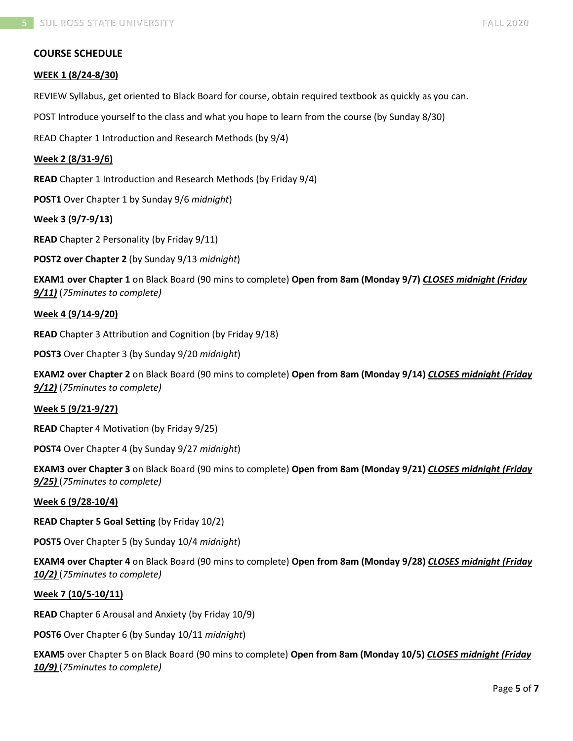## COURSE SCHEDULE

**WEEK 1 (8/24-8/30)**

REVIEW Syllabus, get oriented to Black Board for course, obtain required textbook as quickly as you can.

POST Introduce yourself to the class and what you hope to learn from the course (by Sunday 8/30)

READ Chapter 1 Introduction and Research Methods (by 9/4)

**Week 2 (8/31-9/6)**

**READ** Chapter 1 Introduction and Research Methods (by Friday 9/4)

**POST1** Over Chapter 1 by Sunday 9/6 *midnight*)

**Week 3 (9/7-9/13)**

**READ** Chapter 2 Personality (by Friday 9/11)

**POST2 over Chapter 2** (by Sunday 9/13 *midnight*)

**EXAM1 over Chapter 1** on Black Board (90 mins to complete) **Open from 8am (Monday 9/7)** ***CLOSES midnight (Friday 9/11)*** (*75minutes to complete)*

**Week 4 (9/14-9/20)**

**READ** Chapter 3 Attribution and Cognition (by Friday 9/18)

**POST3** Over Chapter 3 (by Sunday 9/20 *midnight*)

**EXAM2 over Chapter 2** on Black Board (90 mins to complete) **Open from 8am (Monday 9/14)** ***CLOSES midnight (Friday 9/12)*** (*75minutes to complete)*

**Week 5 (9/21-9/27)**

**READ** Chapter 4 Motivation (by Friday 9/25)

**POST4** Over Chapter 4 (by Sunday 9/27 *midnight*)

**EXAM3 over Chapter 3** on Black Board (90 mins to complete) **Open from 8am (Monday 9/21)** ***CLOSES midnight (Friday 9/25)*** (*75minutes to complete)*

**Week 6 (9/28-10/4)**

**READ Chapter 5 Goal Setting** (by Friday 10/2)

**POST5** Over Chapter 5 (by Sunday 10/4 *midnight*)

**EXAM4 over Chapter 4** on Black Board (90 mins to complete) **Open from 8am (Monday 9/28)** ***CLOSES midnight (Friday 10/2)*** (*75minutes to complete)*

**Week 7 (10/5-10/11)**

**READ** Chapter 6 Arousal and Anxiety (by Friday 10/9)

**POST6** Over Chapter 6 (by Sunday 10/11 *midnight*)

**EXAM5** over Chapter 5 on Black Board (90 mins to complete) **Open from 8am (Monday 10/5)** ***CLOSES midnight (Friday 10/9)*** (*75minutes to complete)*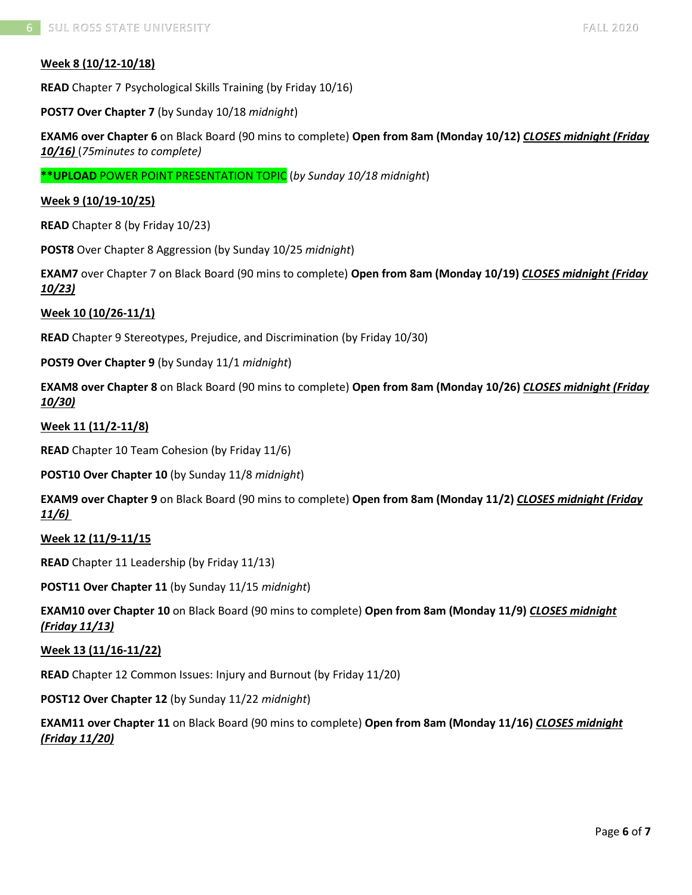**Week 8 (10/12-10/18)**

**READ** Chapter 7 Psychological Skills Training (by Friday 10/16)

**POST7 Over Chapter 7** (by Sunday 10/18 *midnight*)

**EXAM6 over Chapter 6** on Black Board (90 mins to complete) **Open from 8am (Monday 10/12)** ***CLOSES midnight (Friday 10/16)*** (*75minutes to complete)*

****UPLOAD** POWER POINT PRESENTATION TOPIC (*by Sunday 10/18 midnight*)

**Week 9 (10/19-10/25)**

**READ** Chapter 8 (by Friday 10/23)

**POST8** Over Chapter 8 Aggression (by Sunday 10/25 *midnight*)

**EXAM7** over Chapter 7 on Black Board (90 mins to complete) **Open from 8am (Monday 10/19)** ***CLOSES midnight (Friday 10/23)***

**Week 10 (10/26-11/1)**

**READ** Chapter 9 Stereotypes, Prejudice, and Discrimination (by Friday 10/30)

**POST9 Over Chapter 9** (by Sunday 11/1 *midnight*)

**EXAM8 over Chapter 8** on Black Board (90 mins to complete) **Open from 8am (Monday 10/26)** ***CLOSES midnight (Friday 10/30)***

**Week 11 (11/2-11/8)**

**READ** Chapter 10 Team Cohesion (by Friday 11/6)

**POST10 Over Chapter 10** (by Sunday 11/8 *midnight*)

**EXAM9 over Chapter 9** on Black Board (90 mins to complete) **Open from 8am (Monday 11/2)** ***CLOSES midnight (Friday 11/6)***

**Week 12 (11/9-11/15**

**READ** Chapter 11 Leadership (by Friday 11/13)

**POST11 Over Chapter 11** (by Sunday 11/15 *midnight*)

**EXAM10 over Chapter 10** on Black Board (90 mins to complete) **Open from 8am (Monday 11/9)** ***CLOSES midnight (Friday 11/13)***

**Week 13 (11/16-11/22)**

**READ** Chapter 12 Common Issues: Injury and Burnout (by Friday 11/20)

**POST12 Over Chapter 12** (by Sunday 11/22 *midnight*)

**EXAM11 over Chapter 11** on Black Board (90 mins to complete) **Open from 8am (Monday 11/16)** ***CLOSES midnight (Friday 11/20)***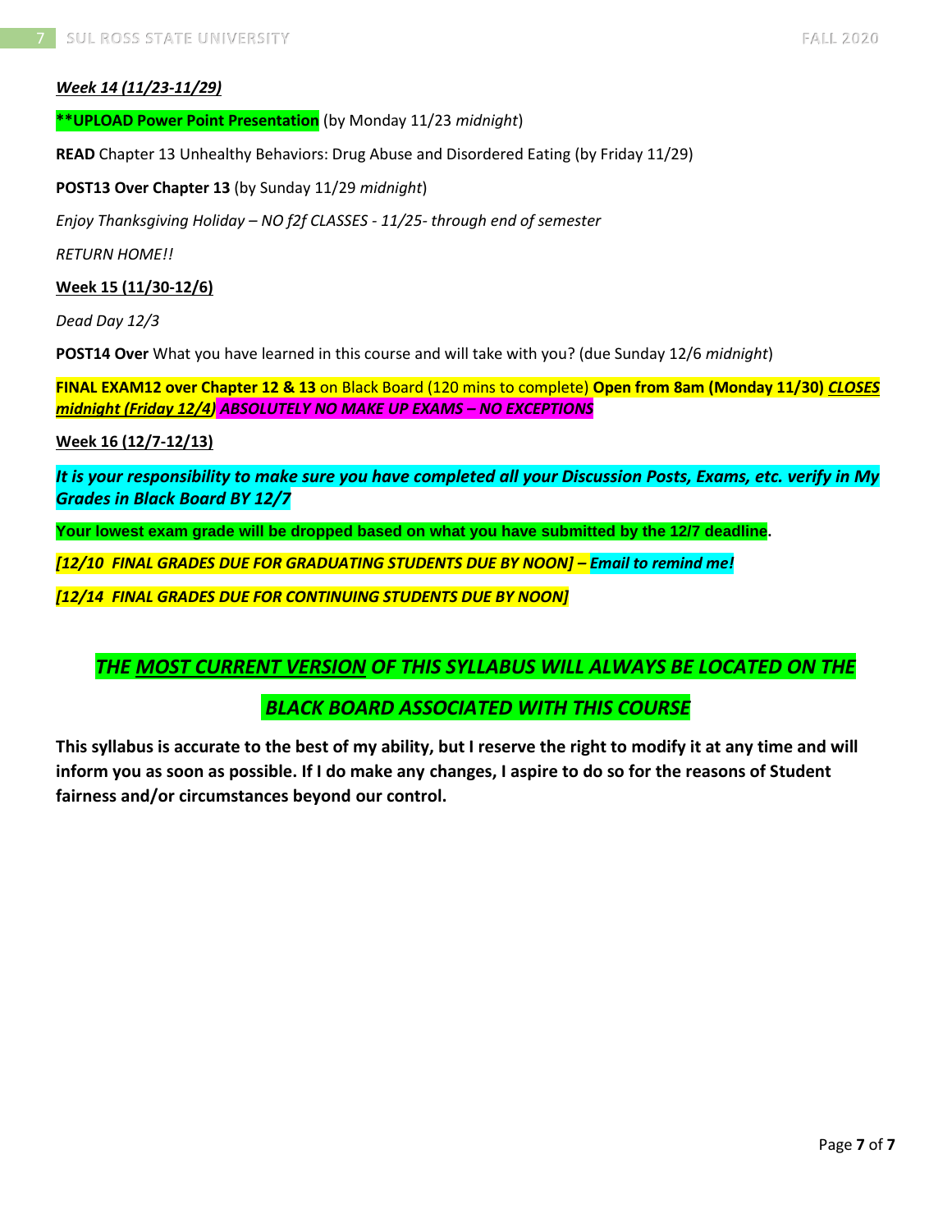***Week 14 (11/23-11/29)***

**\*\*UPLOAD Power Point Presentation** (by Monday 11/23 *midnight*)

**READ** Chapter 13 Unhealthy Behaviors: Drug Abuse and Disordered Eating (by Friday 11/29)

**POST13 Over Chapter 13** (by Sunday 11/29 *midnight*)

*Enjoy Thanksgiving Holiday – NO f2f CLASSES - 11/25- through end of semester*

*RETURN HOME!!*

**Week 15 (11/30-12/6)**

*Dead Day 12/3*

**POST14 Over** What you have learned in this course and will take with you? (due Sunday 12/6 *midnight*)

**FINAL EXAM12 over Chapter 12 & 13** on Black Board (120 mins to complete) **Open from 8am (Monday 11/30)** ***CLOSES midnight (Friday 12/4)*** ***ABSOLUTELY NO MAKE UP EXAMS – NO EXCEPTIONS***

**Week 16 (12/7-12/13)**

***It is your responsibility to make sure you have completed all your Discussion Posts, Exams, etc. verify in My Grades in Black Board BY 12/7***

**Your lowest exam grade will be dropped based on what you have submitted by the 12/7 deadline.**

***[12/10 FINAL GRADES DUE FOR GRADUATING STUDENTS DUE BY NOON] – Email to remind me!***

***[12/14 FINAL GRADES DUE FOR CONTINUING STUDENTS DUE BY NOON]***

***THE MOST CURRENT VERSION OF THIS SYLLABUS WILL ALWAYS BE LOCATED ON THE BLACK BOARD ASSOCIATED WITH THIS COURSE***

**This syllabus is accurate to the best of my ability, but I reserve the right to modify it at any time and will inform you as soon as possible. If I do make any changes, I aspire to do so for the reasons of Student fairness and/or circumstances beyond our control.**